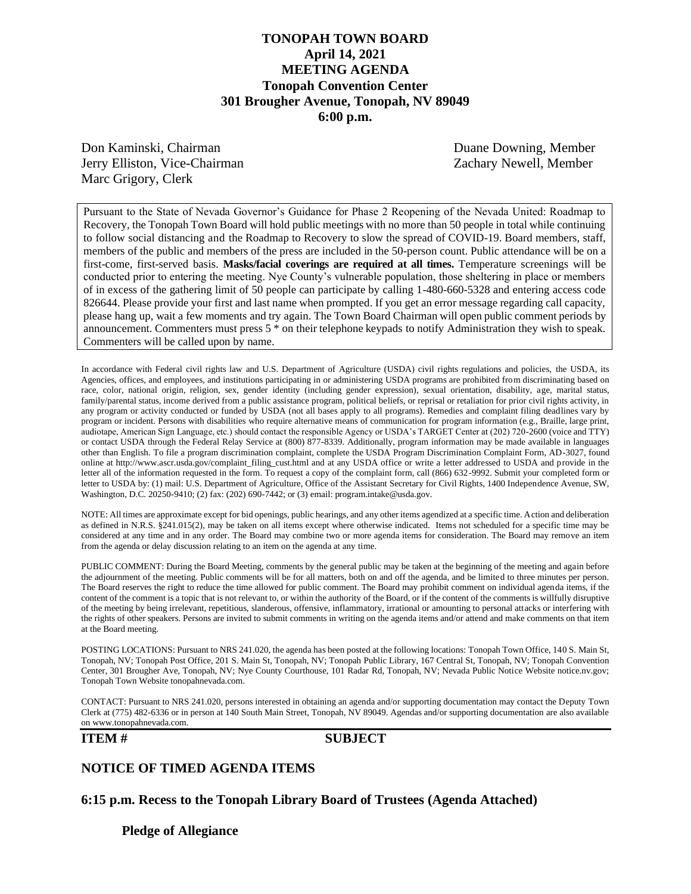# TONOPAH TOWN BOARD
## April 14, 2021
## MEETING AGENDA
## Tonopah Convention Center
## 301 Brougher Avenue, Tonopah, NV 89049
## 6:00 p.m.

Don Kaminski, Chairman
Jerry Elliston, Vice-Chairman
Marc Grigory, Clerk
Duane Downing, Member
Zachary Newell, Member

Pursuant to the State of Nevada Governor's Guidance for Phase 2 Reopening of the Nevada United: Roadmap to Recovery, the Tonopah Town Board will hold public meetings with no more than 50 people in total while continuing to follow social distancing and the Roadmap to Recovery to slow the spread of COVID-19. Board members, staff, members of the public and members of the press are included in the 50-person count. Public attendance will be on a first-come, first-served basis. **Masks/facial coverings are required at all times.** Temperature screenings will be conducted prior to entering the meeting. Nye County's vulnerable population, those sheltering in place or members of in excess of the gathering limit of 50 people can participate by calling 1-480-660-5328 and entering access code 826644. Please provide your first and last name when prompted. If you get an error message regarding call capacity, please hang up, wait a few moments and try again. The Town Board Chairman will open public comment periods by announcement. Commenters must press 5 * on their telephone keypads to notify Administration they wish to speak. Commenters will be called upon by name.

In accordance with Federal civil rights law and U.S. Department of Agriculture (USDA) civil rights regulations and policies, the USDA, its Agencies, offices, and employees, and institutions participating in or administering USDA programs are prohibited from discriminating based on race, color, national origin, religion, sex, gender identity (including gender expression), sexual orientation, disability, age, marital status, family/parental status, income derived from a public assistance program, political beliefs, or reprisal or retaliation for prior civil rights activity, in any program or activity conducted or funded by USDA (not all bases apply to all programs). Remedies and complaint filing deadlines vary by program or incident. Persons with disabilities who require alternative means of communication for program information (e.g., Braille, large print, audiotape, American Sign Language, etc.) should contact the responsible Agency or USDA's TARGET Center at (202) 720-2600 (voice and TTY) or contact USDA through the Federal Relay Service at (800) 877-8339. Additionally, program information may be made available in languages other than English. To file a program discrimination complaint, complete the USDA Program Discrimination Complaint Form, AD-3027, found online at http://www.ascr.usda.gov/complaint_filing_cust.html and at any USDA office or write a letter addressed to USDA and provide in the letter all of the information requested in the form. To request a copy of the complaint form, call (866) 632-9992. Submit your completed form or letter to USDA by: (1) mail: U.S. Department of Agriculture, Office of the Assistant Secretary for Civil Rights, 1400 Independence Avenue, SW, Washington, D.C. 20250-9410; (2) fax: (202) 690-7442; or (3) email: program.intake@usda.gov.

NOTE: All times are approximate except for bid openings, public hearings, and any other items agendized at a specific time. Action and deliberation as defined in N.R.S. §241.015(2), may be taken on all items except where otherwise indicated. Items not scheduled for a specific time may be considered at any time and in any order. The Board may combine two or more agenda items for consideration. The Board may remove an item from the agenda or delay discussion relating to an item on the agenda at any time.

PUBLIC COMMENT: During the Board Meeting, comments by the general public may be taken at the beginning of the meeting and again before the adjournment of the meeting. Public comments will be for all matters, both on and off the agenda, and be limited to three minutes per person. The Board reserves the right to reduce the time allowed for public comment. The Board may prohibit comment on individual agenda items, if the content of the comment is a topic that is not relevant to, or within the authority of the Board, or if the content of the comments is willfully disruptive of the meeting by being irrelevant, repetitious, slanderous, offensive, inflammatory, irrational or amounting to personal attacks or interfering with the rights of other speakers. Persons are invited to submit comments in writing on the agenda items and/or attend and make comments on that item at the Board meeting.

POSTING LOCATIONS: Pursuant to NRS 241.020, the agenda has been posted at the following locations: Tonopah Town Office, 140 S. Main St, Tonopah, NV; Tonopah Post Office, 201 S. Main St, Tonopah, NV; Tonopah Public Library, 167 Central St, Tonopah, NV; Tonopah Convention Center, 301 Brougher Ave, Tonopah, NV; Nye County Courthouse, 101 Radar Rd, Tonopah, NV; Nevada Public Notice Website notice.nv.gov; Tonopah Town Website tonopahnevada.com.

CONTACT: Pursuant to NRS 241.020, persons interested in obtaining an agenda and/or supporting documentation may contact the Deputy Town Clerk at (775) 482-6336 or in person at 140 South Main Street, Tonopah, NV 89049. Agendas and/or supporting documentation are also available on www.tonopahnevada.com.

**ITEM #** **SUBJECT**

## NOTICE OF TIMED AGENDA ITEMS

## 6:15 p.m. Recess to the Tonopah Library Board of Trustees (Agenda Attached)

**Pledge of Allegiance**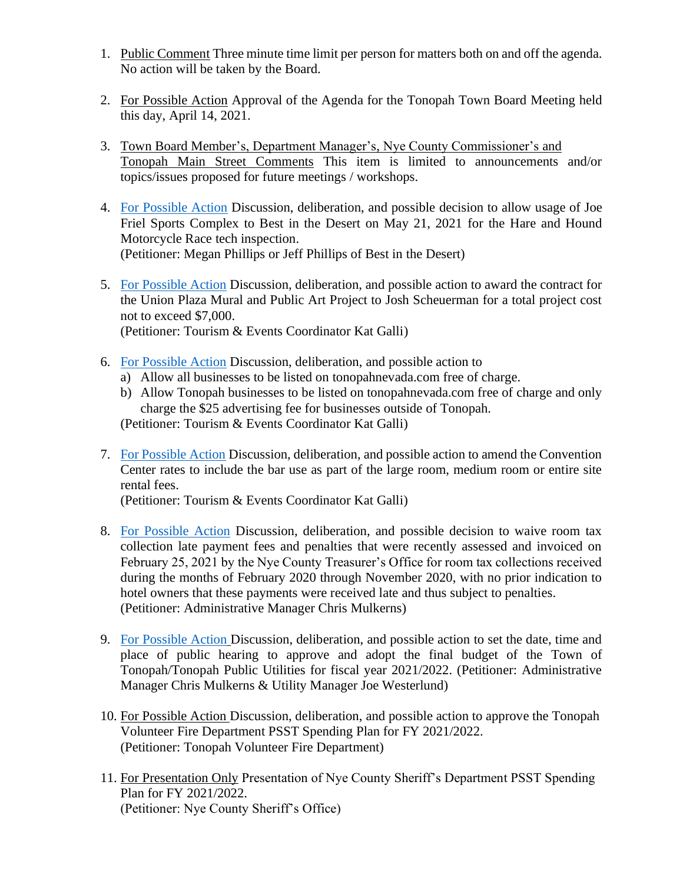1. Public Comment Three minute time limit per person for matters both on and off the agenda. No action will be taken by the Board.

2. For Possible Action Approval of the Agenda for the Tonopah Town Board Meeting held this day, April 14, 2021.

3. Town Board Member's, Department Manager's, Nye County Commissioner's and Tonopah Main Street Comments This item is limited to announcements and/or topics/issues proposed for future meetings / workshops.

4. For Possible Action Discussion, deliberation, and possible decision to allow usage of Joe Friel Sports Complex to Best in the Desert on May 21, 2021 for the Hare and Hound Motorcycle Race tech inspection.
   (Petitioner: Megan Phillips or Jeff Phillips of Best in the Desert)

5. For Possible Action Discussion, deliberation, and possible action to award the contract for the Union Plaza Mural and Public Art Project to Josh Scheuerman for a total project cost not to exceed $7,000.
   (Petitioner: Tourism & Events Coordinator Kat Galli)

6. For Possible Action Discussion, deliberation, and possible action to
   a) Allow all businesses to be listed on tonopahnevada.com free of charge.
   b) Allow Tonopah businesses to be listed on tonopahnevada.com free of charge and only charge the $25 advertising fee for businesses outside of Tonopah.

   (Petitioner: Tourism & Events Coordinator Kat Galli)

7. For Possible Action Discussion, deliberation, and possible action to amend the Convention Center rates to include the bar use as part of the large room, medium room or entire site rental fees.
   (Petitioner: Tourism & Events Coordinator Kat Galli)

8. For Possible Action Discussion, deliberation, and possible decision to waive room tax collection late payment fees and penalties that were recently assessed and invoiced on February 25, 2021 by the Nye County Treasurer's Office for room tax collections received during the months of February 2020 through November 2020, with no prior indication to hotel owners that these payments were received late and thus subject to penalties.
   (Petitioner: Administrative Manager Chris Mulkerns)

9. For Possible Action Discussion, deliberation, and possible action to set the date, time and place of public hearing to approve and adopt the final budget of the Town of Tonopah/Tonopah Public Utilities for fiscal year 2021/2022. (Petitioner: Administrative Manager Chris Mulkerns & Utility Manager Joe Westerlund)

10. For Possible Action Discussion, deliberation, and possible action to approve the Tonopah Volunteer Fire Department PSST Spending Plan for FY 2021/2022.
    (Petitioner: Tonopah Volunteer Fire Department)

11. For Presentation Only Presentation of Nye County Sheriff's Department PSST Spending Plan for FY 2021/2022.
    (Petitioner: Nye County Sheriff's Office)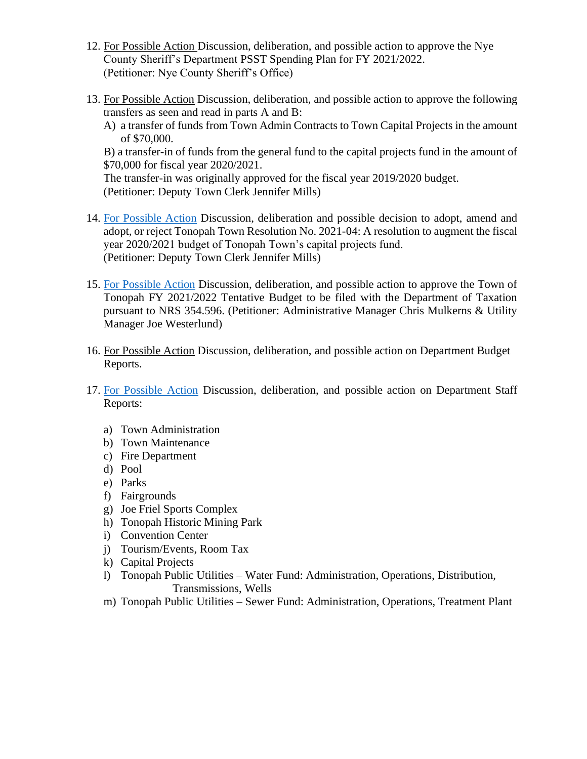12. For Possible Action Discussion, deliberation, and possible action to approve the Nye County Sheriff's Department PSST Spending Plan for FY 2021/2022. (Petitioner: Nye County Sheriff's Office)

13. For Possible Action Discussion, deliberation, and possible action to approve the following transfers as seen and read in parts A and B:
    A) a transfer of funds from Town Admin Contracts to Town Capital Projects in the amount of $70,000.
    B) a transfer-in of funds from the general fund to the capital projects fund in the amount of $70,000 for fiscal year 2020/2021.
    The transfer-in was originally approved for the fiscal year 2019/2020 budget.
    (Petitioner: Deputy Town Clerk Jennifer Mills)

14. For Possible Action Discussion, deliberation and possible decision to adopt, amend and adopt, or reject Tonopah Town Resolution No. 2021-04: A resolution to augment the fiscal year 2020/2021 budget of Tonopah Town's capital projects fund.
    (Petitioner: Deputy Town Clerk Jennifer Mills)

15. For Possible Action Discussion, deliberation, and possible action to approve the Town of Tonopah FY 2021/2022 Tentative Budget to be filed with the Department of Taxation pursuant to NRS 354.596. (Petitioner: Administrative Manager Chris Mulkerns & Utility Manager Joe Westerlund)

16. For Possible Action Discussion, deliberation, and possible action on Department Budget Reports.

17. For Possible Action Discussion, deliberation, and possible action on Department Staff Reports:

    a) Town Administration
    b) Town Maintenance
    c) Fire Department
    d) Pool
    e) Parks
    f) Fairgrounds
    g) Joe Friel Sports Complex
    h) Tonopah Historic Mining Park
    i) Convention Center
    j) Tourism/Events, Room Tax
    k) Capital Projects
    l) Tonopah Public Utilities – Water Fund: Administration, Operations, Distribution, Transmissions, Wells
    m) Tonopah Public Utilities – Sewer Fund: Administration, Operations, Treatment Plant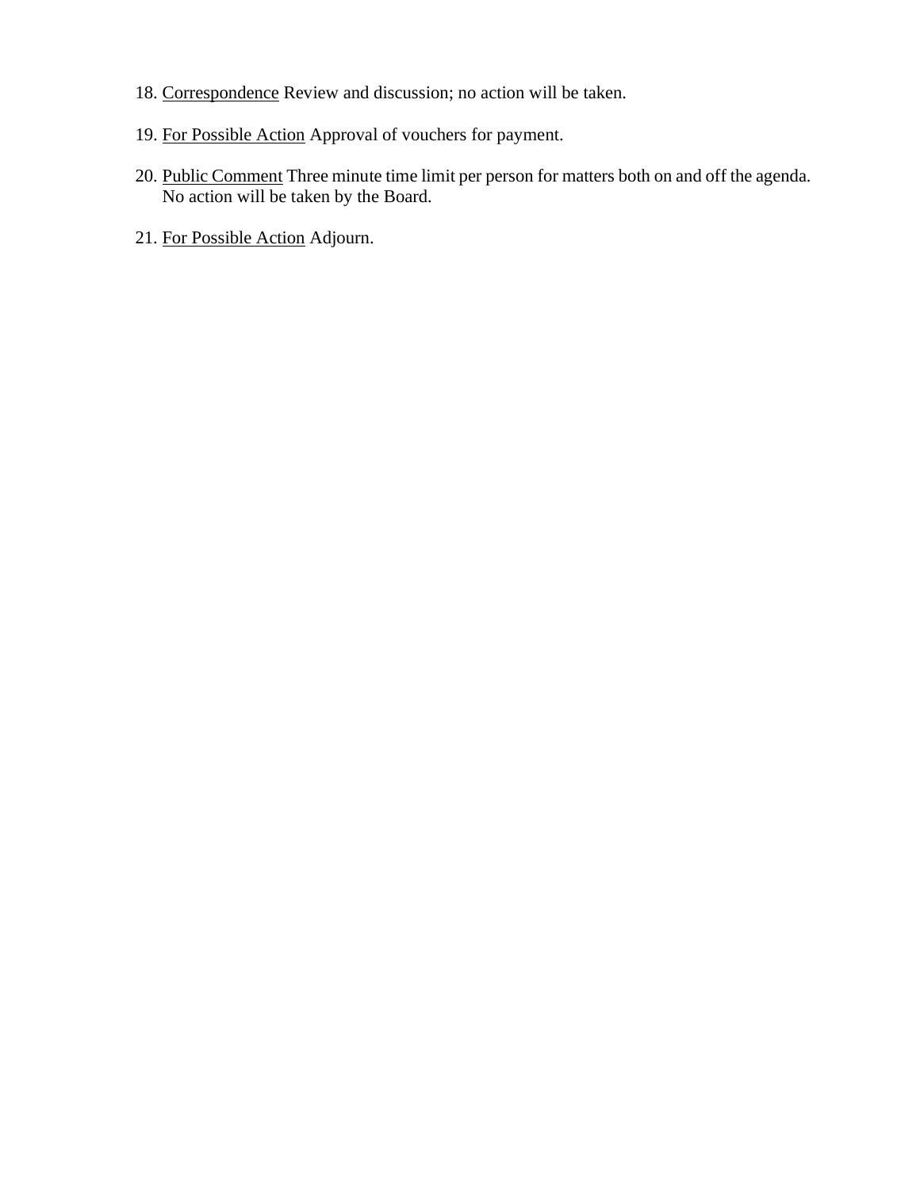18. <u>Correspondence</u> Review and discussion; no action will be taken.

19. <u>For Possible Action</u> Approval of vouchers for payment.

20. <u>Public Comment</u> Three minute time limit per person for matters both on and off the agenda. No action will be taken by the Board.

21. <u>For Possible Action</u> Adjourn.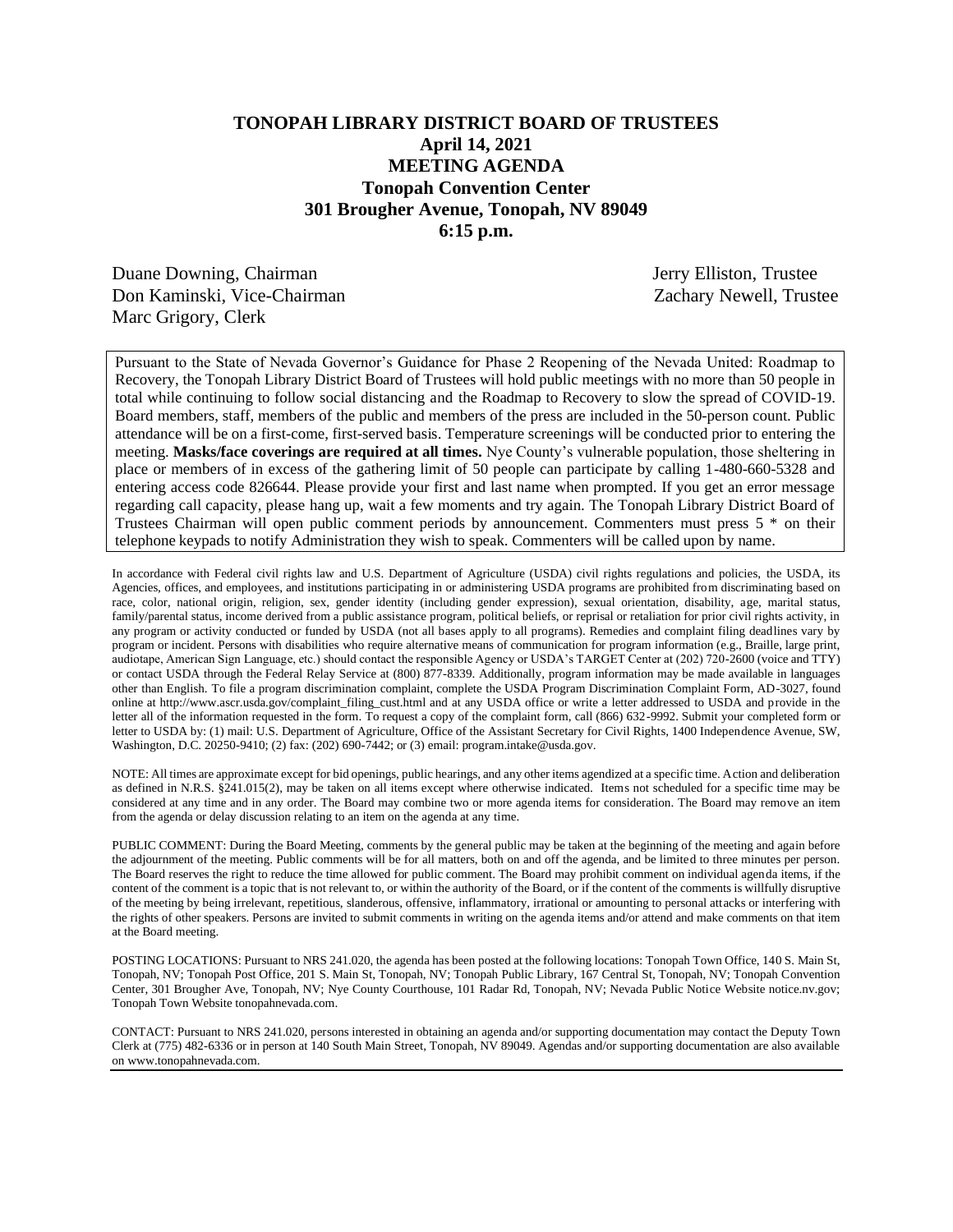# TONOPAH LIBRARY DISTRICT BOARD OF TRUSTEES

**April 14, 2021**

**MEETING AGENDA**

**Tonopah Convention Center**

**301 Brougher Avenue, Tonopah, NV 89049**

**6:15 p.m.**

Duane Downing, Chairman
Don Kaminski, Vice-Chairman
Marc Grigory, Clerk
Jerry Elliston, Trustee
Zachary Newell, Trustee

Pursuant to the State of Nevada Governor's Guidance for Phase 2 Reopening of the Nevada United: Roadmap to Recovery, the Tonopah Library District Board of Trustees will hold public meetings with no more than 50 people in total while continuing to follow social distancing and the Roadmap to Recovery to slow the spread of COVID-19. Board members, staff, members of the public and members of the press are included in the 50-person count. Public attendance will be on a first-come, first-served basis. Temperature screenings will be conducted prior to entering the meeting. **Masks/face coverings are required at all times.** Nye County's vulnerable population, those sheltering in place or members of in excess of the gathering limit of 50 people can participate by calling 1-480-660-5328 and entering access code 826644. Please provide your first and last name when prompted. If you get an error message regarding call capacity, please hang up, wait a few moments and try again. The Tonopah Library District Board of Trustees Chairman will open public comment periods by announcement. Commenters must press 5 * on their telephone keypads to notify Administration they wish to speak. Commenters will be called upon by name.

In accordance with Federal civil rights law and U.S. Department of Agriculture (USDA) civil rights regulations and policies, the USDA, its Agencies, offices, and employees, and institutions participating in or administering USDA programs are prohibited from discriminating based on race, color, national origin, religion, sex, gender identity (including gender expression), sexual orientation, disability, age, marital status, family/parental status, income derived from a public assistance program, political beliefs, or reprisal or retaliation for prior civil rights activity, in any program or activity conducted or funded by USDA (not all bases apply to all programs). Remedies and complaint filing deadlines vary by program or incident. Persons with disabilities who require alternative means of communication for program information (e.g., Braille, large print, audiotape, American Sign Language, etc.) should contact the responsible Agency or USDA's TARGET Center at (202) 720-2600 (voice and TTY) or contact USDA through the Federal Relay Service at (800) 877-8339. Additionally, program information may be made available in languages other than English. To file a program discrimination complaint, complete the USDA Program Discrimination Complaint Form, AD-3027, found online at http://www.ascr.usda.gov/complaint_filing_cust.html and at any USDA office or write a letter addressed to USDA and provide in the letter all of the information requested in the form. To request a copy of the complaint form, call (866) 632-9992. Submit your completed form or letter to USDA by: (1) mail: U.S. Department of Agriculture, Office of the Assistant Secretary for Civil Rights, 1400 Independence Avenue, SW, Washington, D.C. 20250-9410; (2) fax: (202) 690-7442; or (3) email: program.intake@usda.gov.

NOTE: All times are approximate except for bid openings, public hearings, and any other items agendized at a specific time. Action and deliberation as defined in N.R.S. §241.015(2), may be taken on all items except where otherwise indicated. Items not scheduled for a specific time may be considered at any time and in any order. The Board may combine two or more agenda items for consideration. The Board may remove an item from the agenda or delay discussion relating to an item on the agenda at any time.

PUBLIC COMMENT: During the Board Meeting, comments by the general public may be taken at the beginning of the meeting and again before the adjournment of the meeting. Public comments will be for all matters, both on and off the agenda, and be limited to three minutes per person. The Board reserves the right to reduce the time allowed for public comment. The Board may prohibit comment on individual agenda items, if the content of the comment is a topic that is not relevant to, or within the authority of the Board, or if the content of the comments is willfully disruptive of the meeting by being irrelevant, repetitious, slanderous, offensive, inflammatory, irrational or amounting to personal attacks or interfering with the rights of other speakers. Persons are invited to submit comments in writing on the agenda items and/or attend and make comments on that item at the Board meeting.

POSTING LOCATIONS: Pursuant to NRS 241.020, the agenda has been posted at the following locations: Tonopah Town Office, 140 S. Main St, Tonopah, NV; Tonopah Post Office, 201 S. Main St, Tonopah, NV; Tonopah Public Library, 167 Central St, Tonopah, NV; Tonopah Convention Center, 301 Brougher Ave, Tonopah, NV; Nye County Courthouse, 101 Radar Rd, Tonopah, NV; Nevada Public Notice Website notice.nv.gov; Tonopah Town Website tonopahnevada.com.

CONTACT: Pursuant to NRS 241.020, persons interested in obtaining an agenda and/or supporting documentation may contact the Deputy Town Clerk at (775) 482-6336 or in person at 140 South Main Street, Tonopah, NV 89049. Agendas and/or supporting documentation are also available on www.tonopahnevada.com.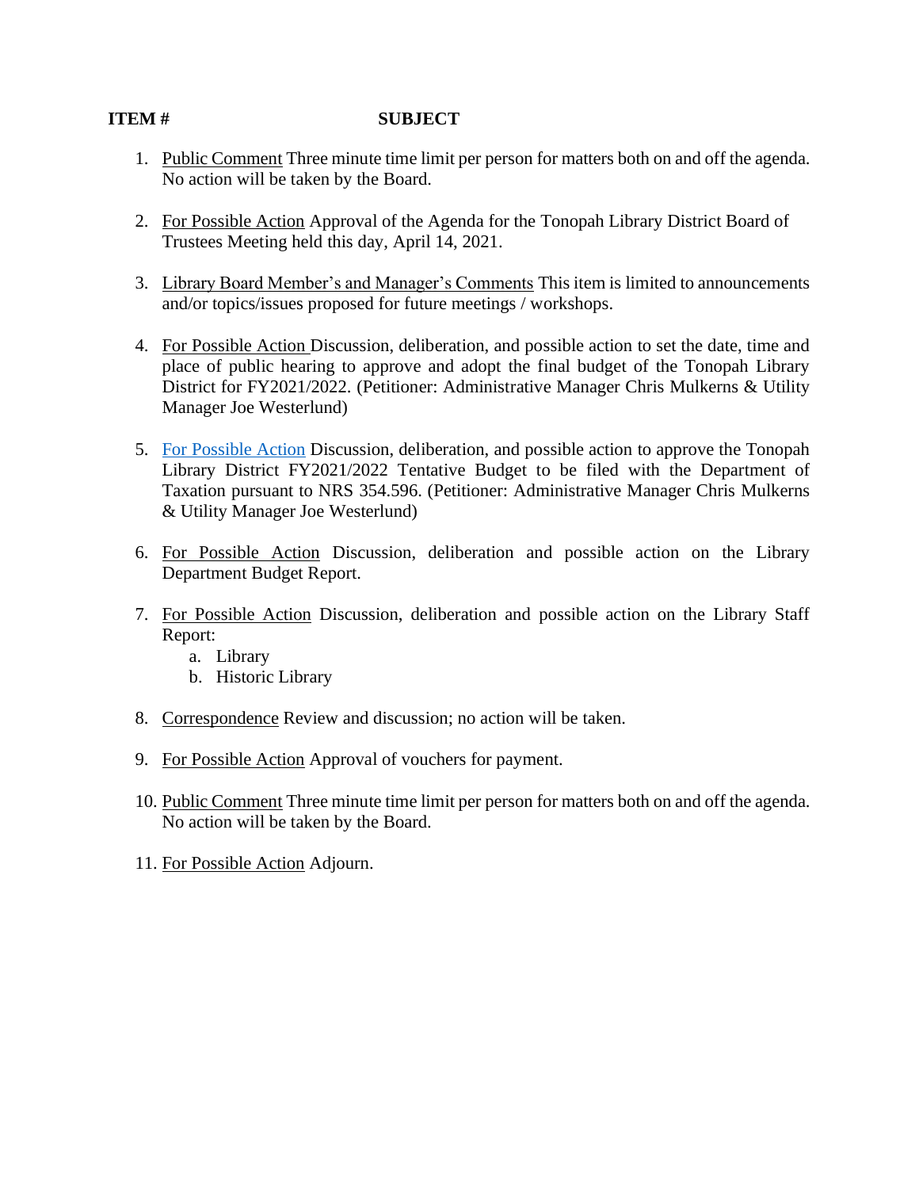**ITEM #** **SUBJECT**

1. Public Comment Three minute time limit per person for matters both on and off the agenda. No action will be taken by the Board.

2. For Possible Action Approval of the Agenda for the Tonopah Library District Board of Trustees Meeting held this day, April 14, 2021.

3. Library Board Member's and Manager's Comments This item is limited to announcements and/or topics/issues proposed for future meetings / workshops.

4. For Possible Action Discussion, deliberation, and possible action to set the date, time and place of public hearing to approve and adopt the final budget of the Tonopah Library District for FY2021/2022. (Petitioner: Administrative Manager Chris Mulkerns & Utility Manager Joe Westerlund)

5. For Possible Action Discussion, deliberation, and possible action to approve the Tonopah Library District FY2021/2022 Tentative Budget to be filed with the Department of Taxation pursuant to NRS 354.596. (Petitioner: Administrative Manager Chris Mulkerns & Utility Manager Joe Westerlund)

6. For Possible Action Discussion, deliberation and possible action on the Library Department Budget Report.

7. For Possible Action Discussion, deliberation and possible action on the Library Staff Report:
   a. Library
   b. Historic Library

8. Correspondence Review and discussion; no action will be taken.

9. For Possible Action Approval of vouchers for payment.

10. Public Comment Three minute time limit per person for matters both on and off the agenda. No action will be taken by the Board.

11. For Possible Action Adjourn.